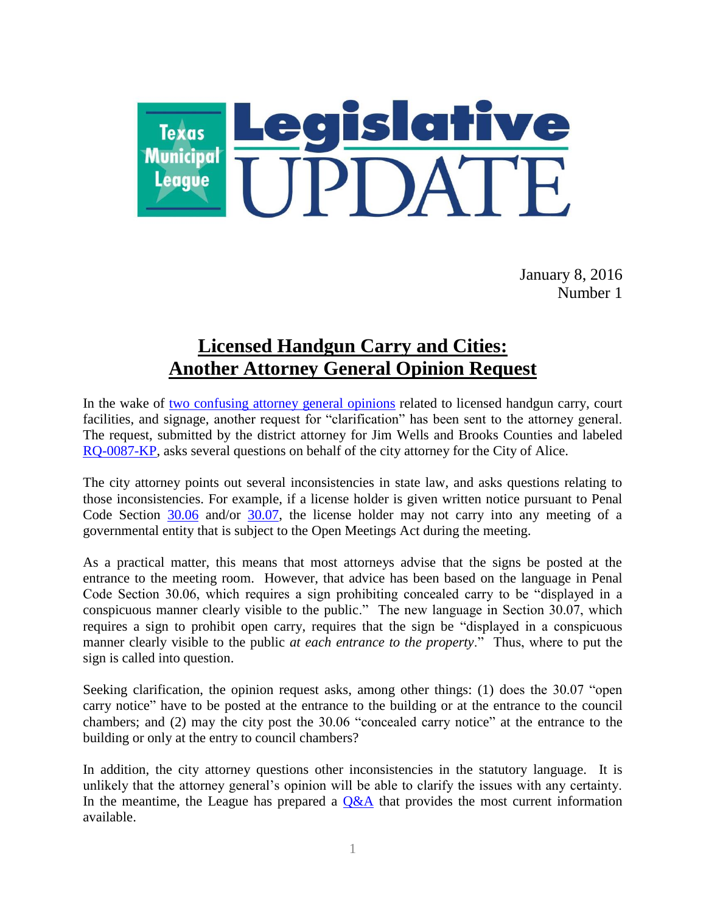# Texas Municipal League Legislative UPDATE

January 8, 2016
Number 1

## Licensed Handgun Carry and Cities: Another Attorney General Opinion Request

In the wake of two confusing attorney general opinions related to licensed handgun carry, court facilities, and signage, another request for "clarification" has been sent to the attorney general. The request, submitted by the district attorney for Jim Wells and Brooks Counties and labeled RQ-0087-KP, asks several questions on behalf of the city attorney for the City of Alice.

The city attorney points out several inconsistencies in state law, and asks questions relating to those inconsistencies. For example, if a license holder is given written notice pursuant to Penal Code Section 30.06 and/or 30.07, the license holder may not carry into any meeting of a governmental entity that is subject to the Open Meetings Act during the meeting.

As a practical matter, this means that most attorneys advise that the signs be posted at the entrance to the meeting room. However, that advice has been based on the language in Penal Code Section 30.06, which requires a sign prohibiting concealed carry to be "displayed in a conspicuous manner clearly visible to the public." The new language in Section 30.07, which requires a sign to prohibit open carry, requires that the sign be "displayed in a conspicuous manner clearly visible to the public *at each entrance to the property*." Thus, where to put the sign is called into question.

Seeking clarification, the opinion request asks, among other things: (1) does the 30.07 "open carry notice" have to be posted at the entrance to the building or at the entrance to the council chambers; and (2) may the city post the 30.06 "concealed carry notice" at the entrance to the building or only at the entry to council chambers?

In addition, the city attorney questions other inconsistencies in the statutory language. It is unlikely that the attorney general's opinion will be able to clarify the issues with any certainty. In the meantime, the League has prepared a Q&A that provides the most current information available.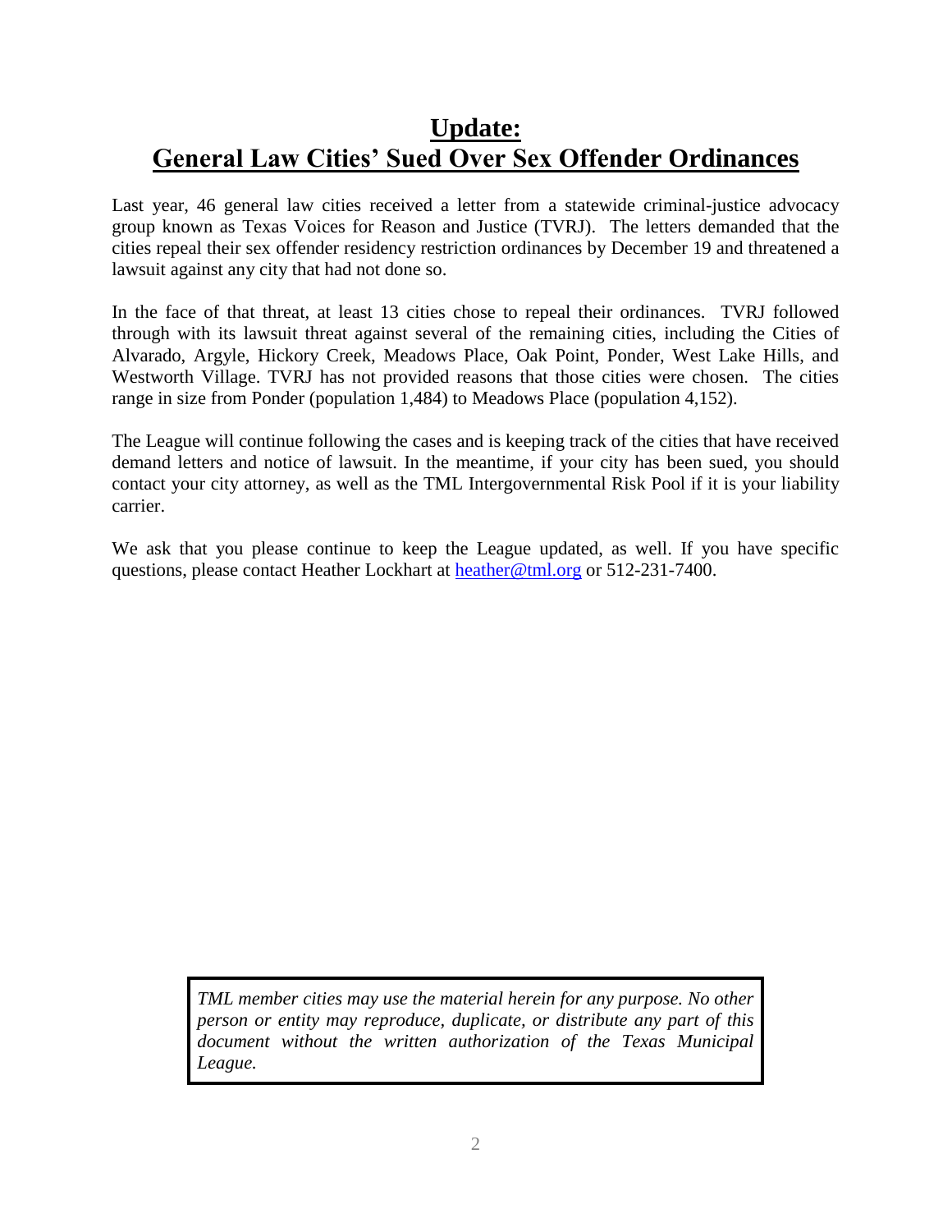# Update:
# General Law Cities' Sued Over Sex Offender Ordinances

Last year, 46 general law cities received a letter from a statewide criminal-justice advocacy group known as Texas Voices for Reason and Justice (TVRJ). The letters demanded that the cities repeal their sex offender residency restriction ordinances by December 19 and threatened a lawsuit against any city that had not done so.

In the face of that threat, at least 13 cities chose to repeal their ordinances. TVRJ followed through with its lawsuit threat against several of the remaining cities, including the Cities of Alvarado, Argyle, Hickory Creek, Meadows Place, Oak Point, Ponder, West Lake Hills, and Westworth Village. TVRJ has not provided reasons that those cities were chosen. The cities range in size from Ponder (population 1,484) to Meadows Place (population 4,152).

The League will continue following the cases and is keeping track of the cities that have received demand letters and notice of lawsuit. In the meantime, if your city has been sued, you should contact your city attorney, as well as the TML Intergovernmental Risk Pool if it is your liability carrier.

We ask that you please continue to keep the League updated, as well. If you have specific questions, please contact Heather Lockhart at heather@tml.org or 512-231-7400.

*TML member cities may use the material herein for any purpose. No other person or entity may reproduce, duplicate, or distribute any part of this document without the written authorization of the Texas Municipal League.*